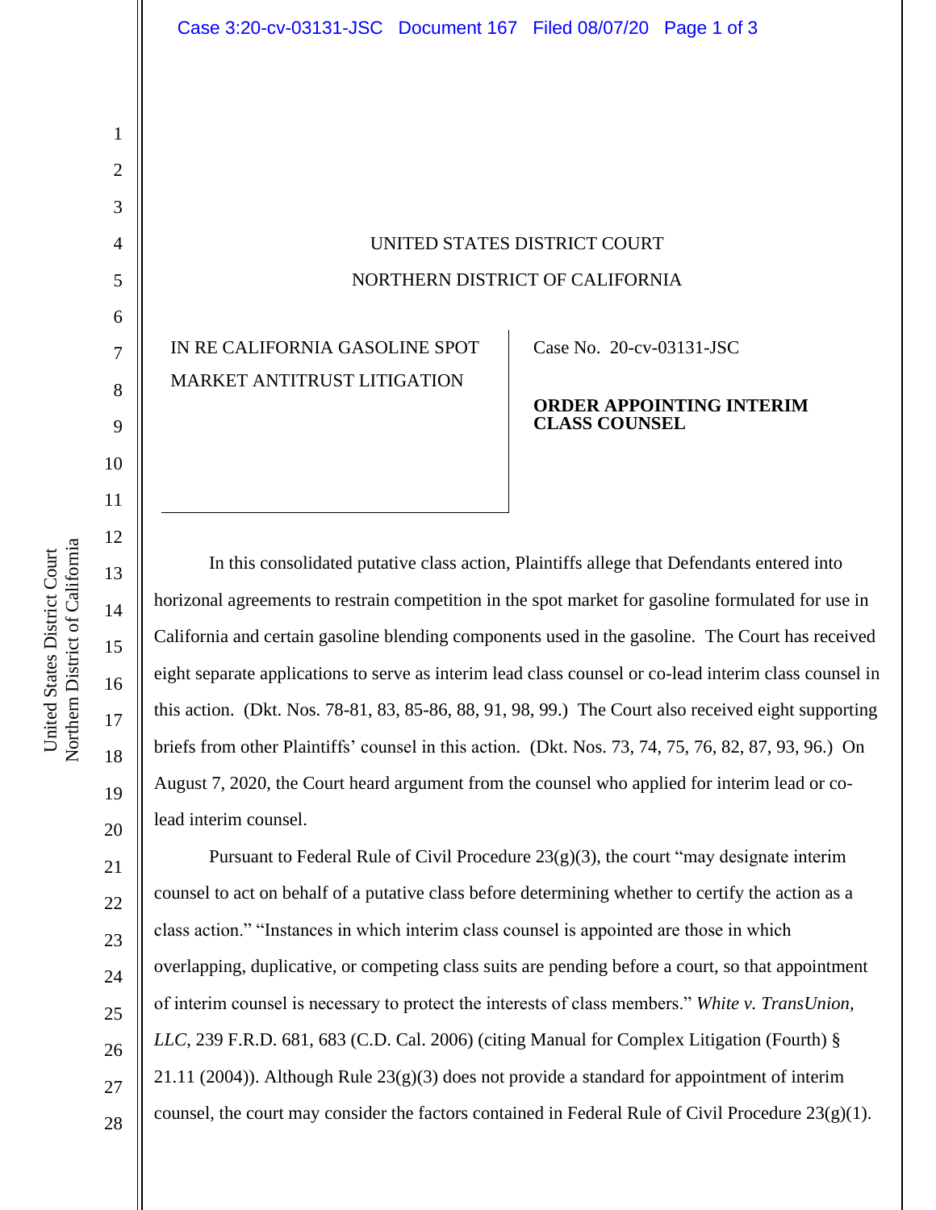UNITED STATES DISTRICT COURT

NORTHERN DISTRICT OF CALIFORNIA

IN RE CALIFORNIA GASOLINE SPOT MARKET ANTITRUST LITIGATION

Case No. 20-cv-03131-JSC

**ORDER APPOINTING INTERIM CLASS COUNSEL**

In this consolidated putative class action, Plaintiffs allege that Defendants entered into horizonal agreements to restrain competition in the spot market for gasoline formulated for use in California and certain gasoline blending components used in the gasoline. The Court has received eight separate applications to serve as interim lead class counsel or co-lead interim class counsel in this action. (Dkt. Nos. 78-81, 83, 85-86, 88, 91, 98, 99.) The Court also received eight supporting briefs from other Plaintiffs' counsel in this action. (Dkt. Nos. 73, 74, 75, 76, 82, 87, 93, 96.) On August 7, 2020, the Court heard argument from the counsel who applied for interim lead or co-lead interim counsel.

Pursuant to Federal Rule of Civil Procedure 23(g)(3), the court "may designate interim counsel to act on behalf of a putative class before determining whether to certify the action as a class action." "Instances in which interim class counsel is appointed are those in which overlapping, duplicative, or competing class suits are pending before a court, so that appointment of interim counsel is necessary to protect the interests of class members." *White v. TransUnion, LLC*, 239 F.R.D. 681, 683 (C.D. Cal. 2006) (citing Manual for Complex Litigation (Fourth) § 21.11 (2004)). Although Rule 23(g)(3) does not provide a standard for appointment of interim counsel, the court may consider the factors contained in Federal Rule of Civil Procedure 23(g)(1).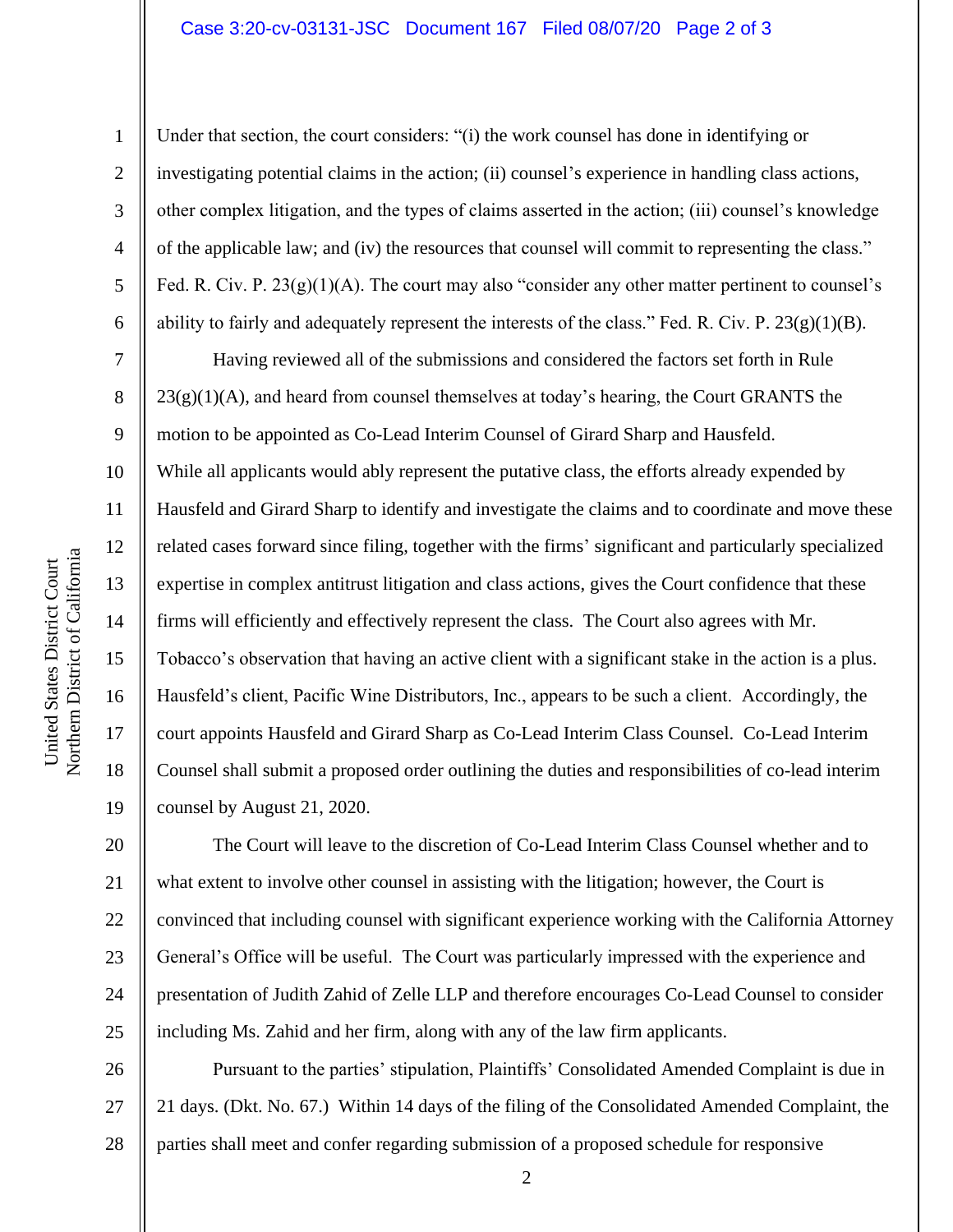Under that section, the court considers: "(i) the work counsel has done in identifying or investigating potential claims in the action; (ii) counsel's experience in handling class actions, other complex litigation, and the types of claims asserted in the action; (iii) counsel's knowledge of the applicable law; and (iv) the resources that counsel will commit to representing the class." Fed. R. Civ. P. 23(g)(1)(A). The court may also "consider any other matter pertinent to counsel's ability to fairly and adequately represent the interests of the class." Fed. R. Civ. P. 23(g)(1)(B).

Having reviewed all of the submissions and considered the factors set forth in Rule 23(g)(1)(A), and heard from counsel themselves at today's hearing, the Court GRANTS the motion to be appointed as Co-Lead Interim Counsel of Girard Sharp and Hausfeld. While all applicants would ably represent the putative class, the efforts already expended by Hausfeld and Girard Sharp to identify and investigate the claims and to coordinate and move these related cases forward since filing, together with the firms' significant and particularly specialized expertise in complex antitrust litigation and class actions, gives the Court confidence that these firms will efficiently and effectively represent the class. The Court also agrees with Mr. Tobacco's observation that having an active client with a significant stake in the action is a plus. Hausfeld's client, Pacific Wine Distributors, Inc., appears to be such a client. Accordingly, the court appoints Hausfeld and Girard Sharp as Co-Lead Interim Class Counsel. Co-Lead Interim Counsel shall submit a proposed order outlining the duties and responsibilities of co-lead interim counsel by August 21, 2020.

The Court will leave to the discretion of Co-Lead Interim Class Counsel whether and to what extent to involve other counsel in assisting with the litigation; however, the Court is convinced that including counsel with significant experience working with the California Attorney General's Office will be useful. The Court was particularly impressed with the experience and presentation of Judith Zahid of Zelle LLP and therefore encourages Co-Lead Counsel to consider including Ms. Zahid and her firm, along with any of the law firm applicants.

Pursuant to the parties' stipulation, Plaintiffs' Consolidated Amended Complaint is due in 21 days. (Dkt. No. 67.) Within 14 days of the filing of the Consolidated Amended Complaint, the parties shall meet and confer regarding submission of a proposed schedule for responsive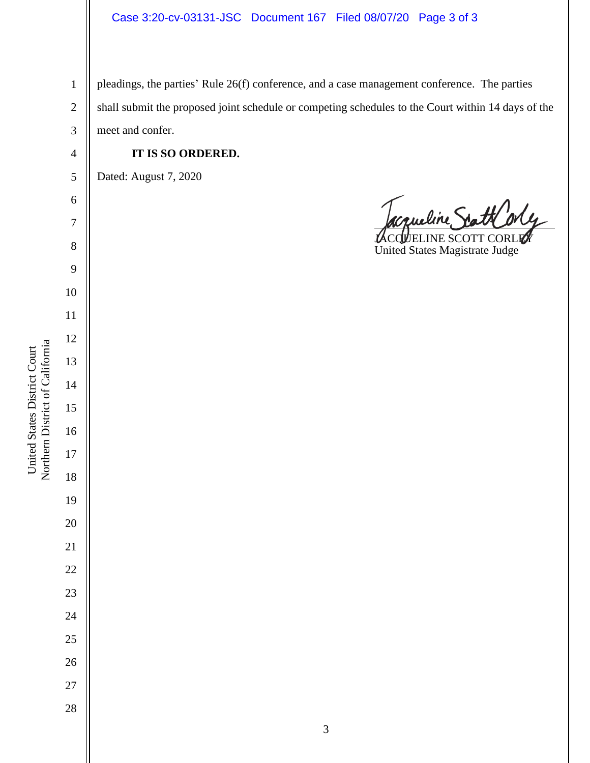pleadings, the parties' Rule 26(f) conference, and a case management conference. The parties shall submit the proposed joint schedule or competing schedules to the Court within 14 days of the meet and confer.

**IT IS SO ORDERED.**

Dated: August 7, 2020

JACQUELINE SCOTT CORLEY
United States Magistrate Judge